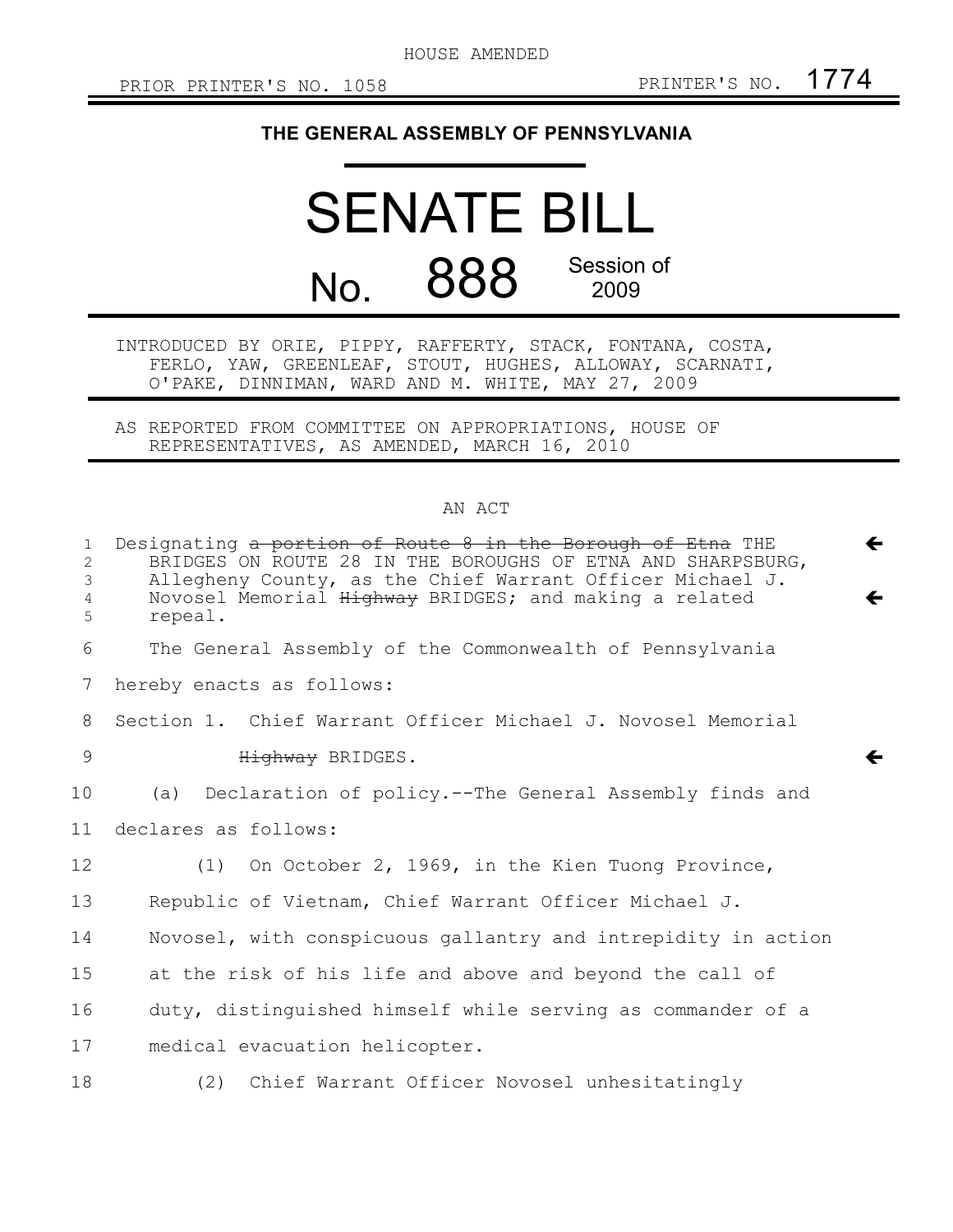HOUSE AMENDED

PRIOR PRINTER'S NO. 1058 PRINTER'S NO. 1774

# THE GENERAL ASSEMBLY OF PENNSYLVANIA

# SENATE BILL

## No. 888 Session of 2009

INTRODUCED BY ORIE, PIPPY, RAFFERTY, STACK, FONTANA, COSTA, FERLO, YAW, GREENLEAF, STOUT, HUGHES, ALLOWAY, SCARNATI, O'PAKE, DINNIMAN, WARD AND M. WHITE, MAY 27, 2009

AS REPORTED FROM COMMITTEE ON APPROPRIATIONS, HOUSE OF REPRESENTATIVES, AS AMENDED, MARCH 16, 2010

AN ACT

Designating ~~a portion of Route 8 in the Borough of Etna~~ THE BRIDGES ON ROUTE 28 IN THE BOROUGHS OF ETNA AND SHARPSBURG, Allegheny County, as the Chief Warrant Officer Michael J. Novosel Memorial ~~Highway~~ BRIDGES; and making a related repeal.

The General Assembly of the Commonwealth of Pennsylvania hereby enacts as follows:

Section 1. Chief Warrant Officer Michael J. Novosel Memorial ~~Highway~~ BRIDGES.

(a) Declaration of policy.--The General Assembly finds and declares as follows:

(1) On October 2, 1969, in the Kien Tuong Province, Republic of Vietnam, Chief Warrant Officer Michael J. Novosel, with conspicuous gallantry and intrepidity in action at the risk of his life and above and beyond the call of duty, distinguished himself while serving as commander of a medical evacuation helicopter.

(2) Chief Warrant Officer Novosel unhesitatingly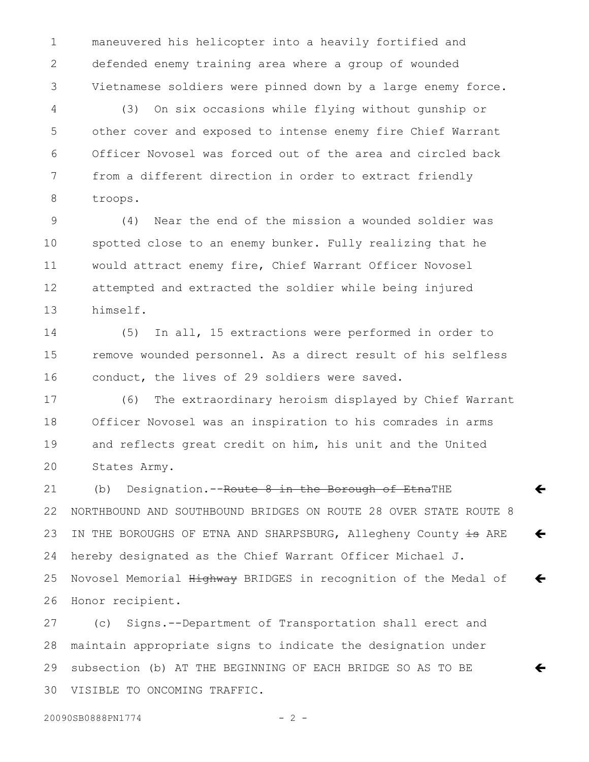maneuvered his helicopter into a heavily fortified and defended enemy training area where a group of wounded Vietnamese soldiers were pinned down by a large enemy force.

(3) On six occasions while flying without gunship or other cover and exposed to intense enemy fire Chief Warrant Officer Novosel was forced out of the area and circled back from a different direction in order to extract friendly troops.

(4) Near the end of the mission a wounded soldier was spotted close to an enemy bunker. Fully realizing that he would attract enemy fire, Chief Warrant Officer Novosel attempted and extracted the soldier while being injured himself.

(5) In all, 15 extractions were performed in order to remove wounded personnel. As a direct result of his selfless conduct, the lives of 29 soldiers were saved.

(6) The extraordinary heroism displayed by Chief Warrant Officer Novosel was an inspiration to his comrades in arms and reflects great credit on him, his unit and the United States Army.

(b) Designation.--~~Route 8 in the Borough of Etna~~THE NORTHBOUND AND SOUTHBOUND BRIDGES ON ROUTE 28 OVER STATE ROUTE 8 IN THE BOROUGHS OF ETNA AND SHARPSBURG, Allegheny County ~~is~~ ARE hereby designated as the Chief Warrant Officer Michael J. Novosel Memorial ~~Highway~~ BRIDGES in recognition of the Medal of Honor recipient.

(c) Signs.--Department of Transportation shall erect and maintain appropriate signs to indicate the designation under subsection (b) AT THE BEGINNING OF EACH BRIDGE SO AS TO BE VISIBLE TO ONCOMING TRAFFIC.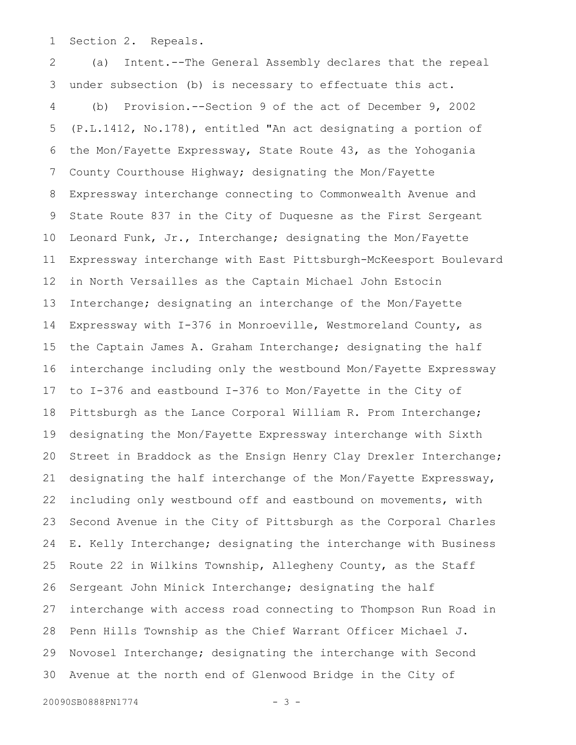Section 2. Repeals.

(a) Intent.--The General Assembly declares that the repeal under subsection (b) is necessary to effectuate this act.

(b) Provision.--Section 9 of the act of December 9, 2002 (P.L.1412, No.178), entitled "An act designating a portion of the Mon/Fayette Expressway, State Route 43, as the Yohogania County Courthouse Highway; designating the Mon/Fayette Expressway interchange connecting to Commonwealth Avenue and State Route 837 in the City of Duquesne as the First Sergeant Leonard Funk, Jr., Interchange; designating the Mon/Fayette Expressway interchange with East Pittsburgh-McKeesport Boulevard in North Versailles as the Captain Michael John Estocin Interchange; designating an interchange of the Mon/Fayette Expressway with I-376 in Monroeville, Westmoreland County, as the Captain James A. Graham Interchange; designating the half interchange including only the westbound Mon/Fayette Expressway to I-376 and eastbound I-376 to Mon/Fayette in the City of Pittsburgh as the Lance Corporal William R. Prom Interchange; designating the Mon/Fayette Expressway interchange with Sixth Street in Braddock as the Ensign Henry Clay Drexler Interchange; designating the half interchange of the Mon/Fayette Expressway, including only westbound off and eastbound on movements, with Second Avenue in the City of Pittsburgh as the Corporal Charles E. Kelly Interchange; designating the interchange with Business Route 22 in Wilkins Township, Allegheny County, as the Staff Sergeant John Minick Interchange; designating the half interchange with access road connecting to Thompson Run Road in Penn Hills Township as the Chief Warrant Officer Michael J. Novosel Interchange; designating the interchange with Second Avenue at the north end of Glenwood Bridge in the City of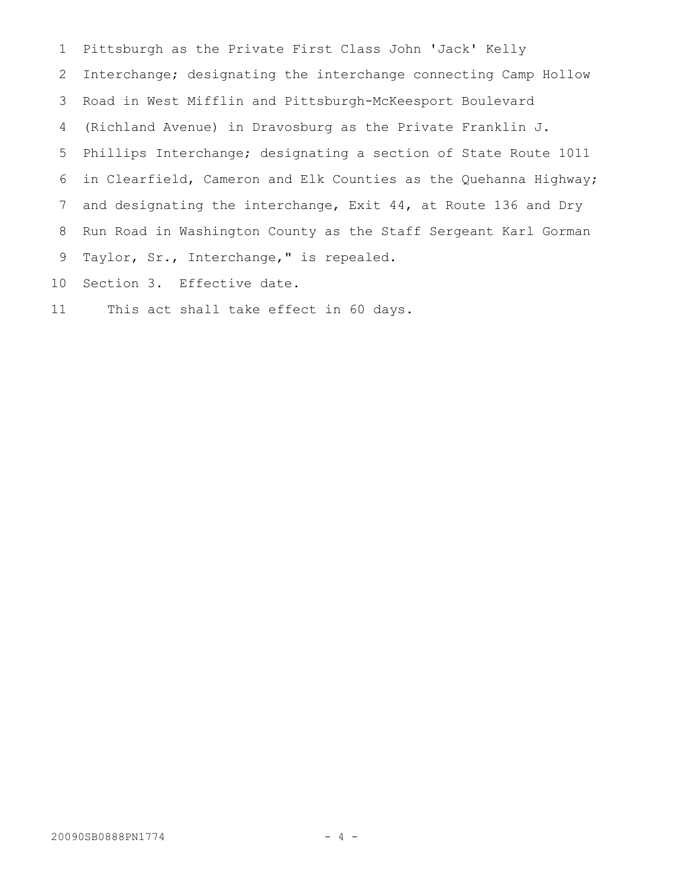Pittsburgh as the Private First Class John 'Jack' Kelly Interchange; designating the interchange connecting Camp Hollow Road in West Mifflin and Pittsburgh-McKeesport Boulevard (Richland Avenue) in Dravosburg as the Private Franklin J. Phillips Interchange; designating a section of State Route 1011 in Clearfield, Cameron and Elk Counties as the Quehanna Highway; and designating the interchange, Exit 44, at Route 136 and Dry Run Road in Washington County as the Staff Sergeant Karl Gorman Taylor, Sr., Interchange," is repealed.

Section 3. Effective date.

This act shall take effect in 60 days.